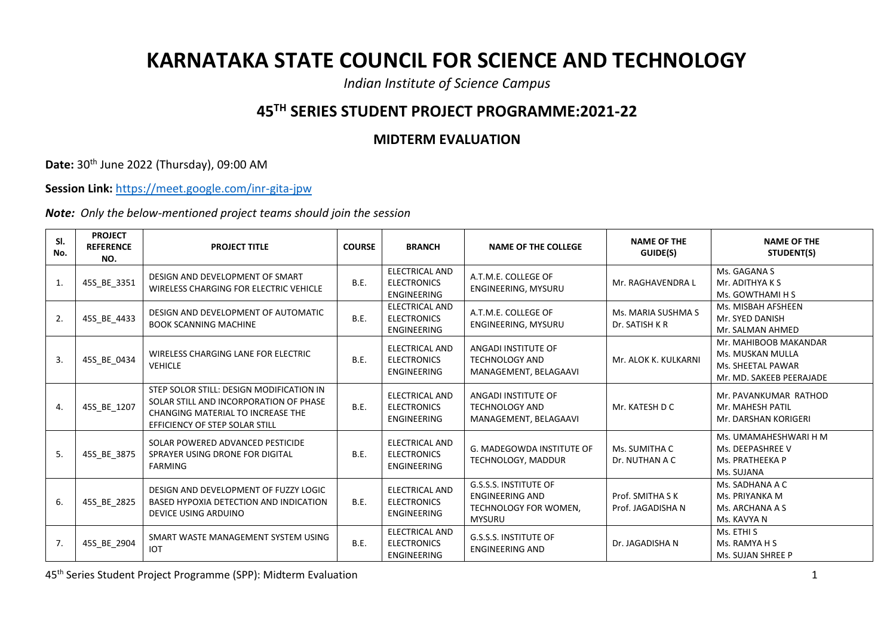# KARNATAKA STATE COUNCIL FOR SCIENCE AND TECHNOLOGY

*Indian Institute of Science Campus*

## 45TH SERIES STUDENT PROJECT PROGRAMME:2021-22

### MIDTERM EVALUATION

**Date:** 30th June 2022 (Thursday), 09:00 AM

**Session Link:** https://meet.google.com/inr-gita-jpw

***Note:*** *Only the below-mentioned project teams should join the session*

| Sl. No. | PROJECT REFERENCE NO. | PROJECT TITLE | COURSE | BRANCH | NAME OF THE COLLEGE | NAME OF THE GUIDE(S) | NAME OF THE STUDENT(S) |
|---|---|---|---|---|---|---|---|
| 1. | 45S_BE_3351 | DESIGN AND DEVELOPMENT OF SMART WIRELESS CHARGING FOR ELECTRIC VEHICLE | B.E. | ELECTRICAL AND ELECTRONICS ENGINEERING | A.T.M.E. COLLEGE OF ENGINEERING, MYSURU | Mr. RAGHAVENDRA L | Ms. GAGANA S<br>Mr. ADITHYA K S<br>Ms. GOWTHAMI H S |
| 2. | 45S_BE_4433 | DESIGN AND DEVELOPMENT OF AUTOMATIC BOOK SCANNING MACHINE | B.E. | ELECTRICAL AND ELECTRONICS ENGINEERING | A.T.M.E. COLLEGE OF ENGINEERING, MYSURU | Ms. MARIA SUSHMA S<br>Dr. SATISH K R | Ms. MISBAH AFSHEEN<br>Mr. SYED DANISH<br>Mr. SALMAN AHMED |
| 3. | 45S_BE_0434 | WIRELESS CHARGING LANE FOR ELECTRIC VEHICLE | B.E. | ELECTRICAL AND ELECTRONICS ENGINEERING | ANGADI INSTITUTE OF TECHNOLOGY AND MANAGEMENT, BELAGAAVI | Mr. ALOK K. KULKARNI | Mr. MAHIBOOB MAKANDAR<br>Ms. MUSKAN MULLA<br>Ms. SHEETAL PAWAR<br>Mr. MD. SAKEEB PEERAJADE |
| 4. | 45S_BE_1207 | STEP SOLOR STILL: DESIGN MODIFICATION IN SOLAR STILL AND INCORPORATION OF PHASE CHANGING MATERIAL TO INCREASE THE EFFICIENCY OF STEP SOLAR STILL | B.E. | ELECTRICAL AND ELECTRONICS ENGINEERING | ANGADI INSTITUTE OF TECHNOLOGY AND MANAGEMENT, BELAGAAVI | Mr. KATESH D C | Mr. PAVANKUMAR RATHOD<br>Mr. MAHESH PATIL<br>Mr. DARSHAN KORIGERI |
| 5. | 45S_BE_3875 | SOLAR POWERED ADVANCED PESTICIDE SPRAYER USING DRONE FOR DIGITAL FARMING | B.E. | ELECTRICAL AND ELECTRONICS ENGINEERING | G. MADEGOWDA INSTITUTE OF TECHNOLOGY, MADDUR | Ms. SUMITHA C<br>Dr. NUTHAN A C | Ms. UMAMAHESHWARI H M<br>Ms. DEEPASHREE V<br>Ms. PRATHEEKA P<br>Ms. SUJANA |
| 6. | 45S_BE_2825 | DESIGN AND DEVELOPMENT OF FUZZY LOGIC BASED HYPOXIA DETECTION AND INDICATION DEVICE USING ARDUINO | B.E. | ELECTRICAL AND ELECTRONICS ENGINEERING | G.S.S.S. INSTITUTE OF ENGINEERING AND TECHNOLOGY FOR WOMEN, MYSURU | Prof. SMITHA S K<br>Prof. JAGADISHA N | Ms. SADHANA A C<br>Ms. PRIYANKA M<br>Ms. ARCHANA A S<br>Ms. KAVYA N |
| 7. | 45S_BE_2904 | SMART WASTE MANAGEMENT SYSTEM USING IOT | B.E. | ELECTRICAL AND ELECTRONICS ENGINEERING | G.S.S.S. INSTITUTE OF ENGINEERING AND | Dr. JAGADISHA N | Ms. ETHI S<br>Ms. RAMYA H S<br>Ms. SUJAN SHREE P |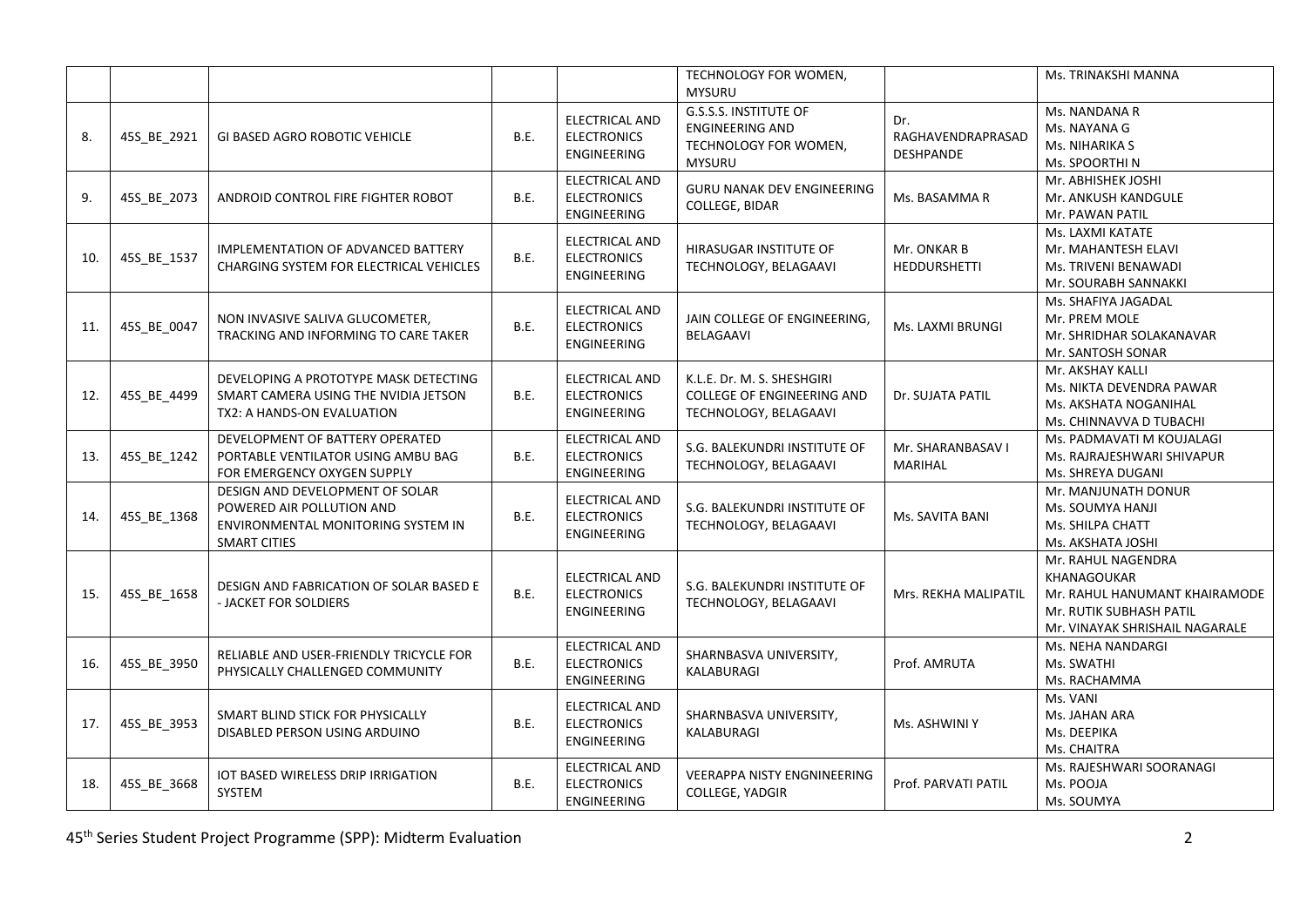| | | | | | TECHNOLOGY FOR WOMEN, MYSURU | | Ms. TRINAKSHI MANNA |
|---|---|---|---|---|---|---|---|
| 8. | 45S_BE_2921 | GI BASED AGRO ROBOTIC VEHICLE | B.E. | ELECTRICAL AND ELECTRONICS ENGINEERING | G.S.S.S. INSTITUTE OF ENGINEERING AND TECHNOLOGY FOR WOMEN, MYSURU | Dr. RAGHAVENDRAPRASAD DESHPANDE | Ms. NANDANA R<br>Ms. NAYANA G<br>Ms. NIHARIKA S<br>Ms. SPOORTHI N |
| 9. | 45S_BE_2073 | ANDROID CONTROL FIRE FIGHTER ROBOT | B.E. | ELECTRICAL AND ELECTRONICS ENGINEERING | GURU NANAK DEV ENGINEERING COLLEGE, BIDAR | Ms. BASAMMA R | Mr. ABHISHEK JOSHI<br>Mr. ANKUSH KANDGULE<br>Mr. PAWAN PATIL |
| 10. | 45S_BE_1537 | IMPLEMENTATION OF ADVANCED BATTERY CHARGING SYSTEM FOR ELECTRICAL VEHICLES | B.E. | ELECTRICAL AND ELECTRONICS ENGINEERING | HIRASUGAR INSTITUTE OF TECHNOLOGY, BELAGAAVI | Mr. ONKAR B HEDDURSHETTI | Ms. LAXMI KATATE<br>Mr. MAHANTESH ELAVI<br>Ms. TRIVENI BENAWADI<br>Mr. SOURABH SANNAKKI |
| 11. | 45S_BE_0047 | NON INVASIVE SALIVA GLUCOMETER, TRACKING AND INFORMING TO CARE TAKER | B.E. | ELECTRICAL AND ELECTRONICS ENGINEERING | JAIN COLLEGE OF ENGINEERING, BELAGAAVI | Ms. LAXMI BRUNGI | Ms. SHAFIYA JAGADAL<br>Mr. PREM MOLE<br>Mr. SHRIDHAR SOLAKANAVAR<br>Mr. SANTOSH SONAR |
| 12. | 45S_BE_4499 | DEVELOPING A PROTOTYPE MASK DETECTING SMART CAMERA USING THE NVIDIA JETSON TX2: A HANDS-ON EVALUATION | B.E. | ELECTRICAL AND ELECTRONICS ENGINEERING | K.L.E. Dr. M. S. SHESHGIRI COLLEGE OF ENGINEERING AND TECHNOLOGY, BELAGAAVI | Dr. SUJATA PATIL | Mr. AKSHAY KALLI<br>Ms. NIKTA DEVENDRA PAWAR<br>Ms. AKSHATA NOGANIHAL<br>Ms. CHINNAVVA D TUBACHI |
| 13. | 45S_BE_1242 | DEVELOPMENT OF BATTERY OPERATED PORTABLE VENTILATOR USING AMBU BAG FOR EMERGENCY OXYGEN SUPPLY | B.E. | ELECTRICAL AND ELECTRONICS ENGINEERING | S.G. BALEKUNDRI INSTITUTE OF TECHNOLOGY, BELAGAAVI | Mr. SHARANBASAV I MARIHAL | Ms. PADMAVATI M KOUJALAGI<br>Ms. RAJRAJESHWARI SHIVAPUR<br>Ms. SHREYA DUGANI |
| 14. | 45S_BE_1368 | DESIGN AND DEVELOPMENT OF SOLAR POWERED AIR POLLUTION AND ENVIRONMENTAL MONITORING SYSTEM IN SMART CITIES | B.E. | ELECTRICAL AND ELECTRONICS ENGINEERING | S.G. BALEKUNDRI INSTITUTE OF TECHNOLOGY, BELAGAAVI | Ms. SAVITA BANI | Mr. MANJUNATH DONUR<br>Ms. SOUMYA HANJI<br>Ms. SHILPA CHATT<br>Ms. AKSHATA JOSHI |
| 15. | 45S_BE_1658 | DESIGN AND FABRICATION OF SOLAR BASED E - JACKET FOR SOLDIERS | B.E. | ELECTRICAL AND ELECTRONICS ENGINEERING | S.G. BALEKUNDRI INSTITUTE OF TECHNOLOGY, BELAGAAVI | Mrs. REKHA MALIPATIL | Mr. RAHUL NAGENDRA KHANAGOUKAR<br>Mr. RAHUL HANUMANT KHAIRAMODE<br>Mr. RUTIK SUBHASH PATIL<br>Mr. VINAYAK SHRISHAIL NAGARALE |
| 16. | 45S_BE_3950 | RELIABLE AND USER-FRIENDLY TRICYCLE FOR PHYSICALLY CHALLENGED COMMUNITY | B.E. | ELECTRICAL AND ELECTRONICS ENGINEERING | SHARNBASVA UNIVERSITY, KALABURAGI | Prof. AMRUTA | Ms. NEHA NANDARGI<br>Ms. SWATHI<br>Ms. RACHAMMA |
| 17. | 45S_BE_3953 | SMART BLIND STICK FOR PHYSICALLY DISABLED PERSON USING ARDUINO | B.E. | ELECTRICAL AND ELECTRONICS ENGINEERING | SHARNBASVA UNIVERSITY, KALABURAGI | Ms. ASHWINI Y | Ms. VANI<br>Ms. JAHAN ARA<br>Ms. DEEPIKA<br>Ms. CHAITRA |
| 18. | 45S_BE_3668 | IOT BASED WIRELESS DRIP IRRIGATION SYSTEM | B.E. | ELECTRICAL AND ELECTRONICS ENGINEERING | VEERAPPA NISTY ENGNINEERING COLLEGE, YADGIR | Prof. PARVATI PATIL | Ms. RAJESHWARI SOORANAGI<br>Ms. POOJA<br>Ms. SOUMYA |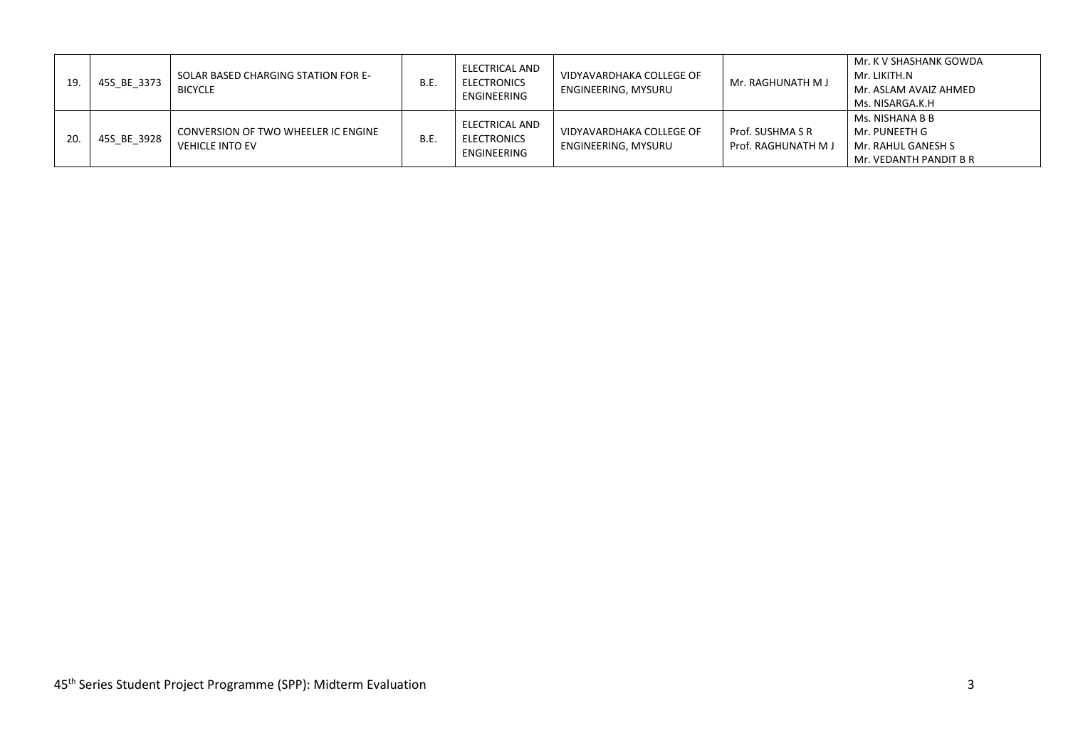| | | | | | | | |
|---|---|---|---|---|---|---|---|
| 19. | 45S_BE_3373 | SOLAR BASED CHARGING STATION FOR E-BICYCLE | B.E. | ELECTRICAL AND ELECTRONICS ENGINEERING | VIDYAVARDHAKA COLLEGE OF ENGINEERING, MYSURU | Mr. RAGHUNATH M J | Mr. K V SHASHANK GOWDA<br>Mr. LIKITH.N<br>Mr. ASLAM AVAIZ AHMED<br>Ms. NISARGA.K.H |
| 20. | 45S_BE_3928 | CONVERSION OF TWO WHEELER IC ENGINE VEHICLE INTO EV | B.E. | ELECTRICAL AND ELECTRONICS ENGINEERING | VIDYAVARDHAKA COLLEGE OF ENGINEERING, MYSURU | Prof. SUSHMA S R<br>Prof. RAGHUNATH M J | Ms. NISHANA B B<br>Mr. PUNEETH G<br>Mr. RAHUL GANESH S<br>Mr. VEDANTH PANDIT B R |